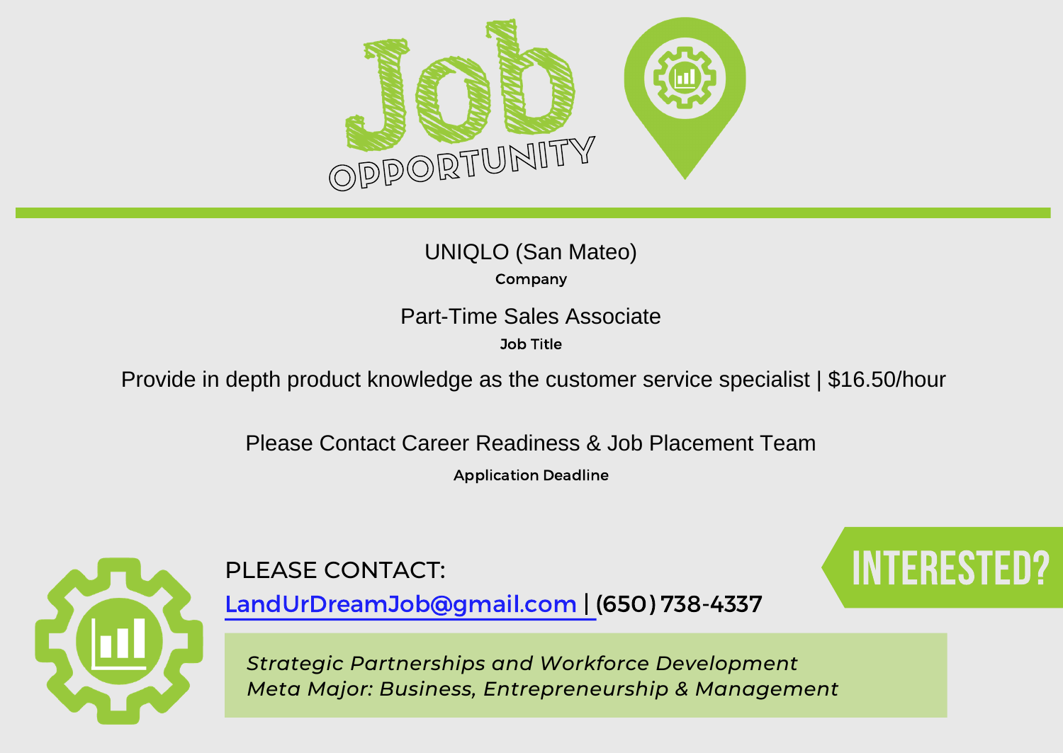# Job Opportunity

UNIQLO (San Mateo)

**Company**

Part-Time Sales Associate

**Job Title**

Provide in depth product knowledge as the customer service specialist | $16.50/hour

Please Contact Career Readiness & Job Placement Team

**Application Deadline**

## INTERESTED?

PLEASE CONTACT:

LandUrDreamJob@gmail.com | (650) 738-4337

*Strategic Partnerships and Workforce Development*
*Meta Major: Business, Entrepreneurship & Management*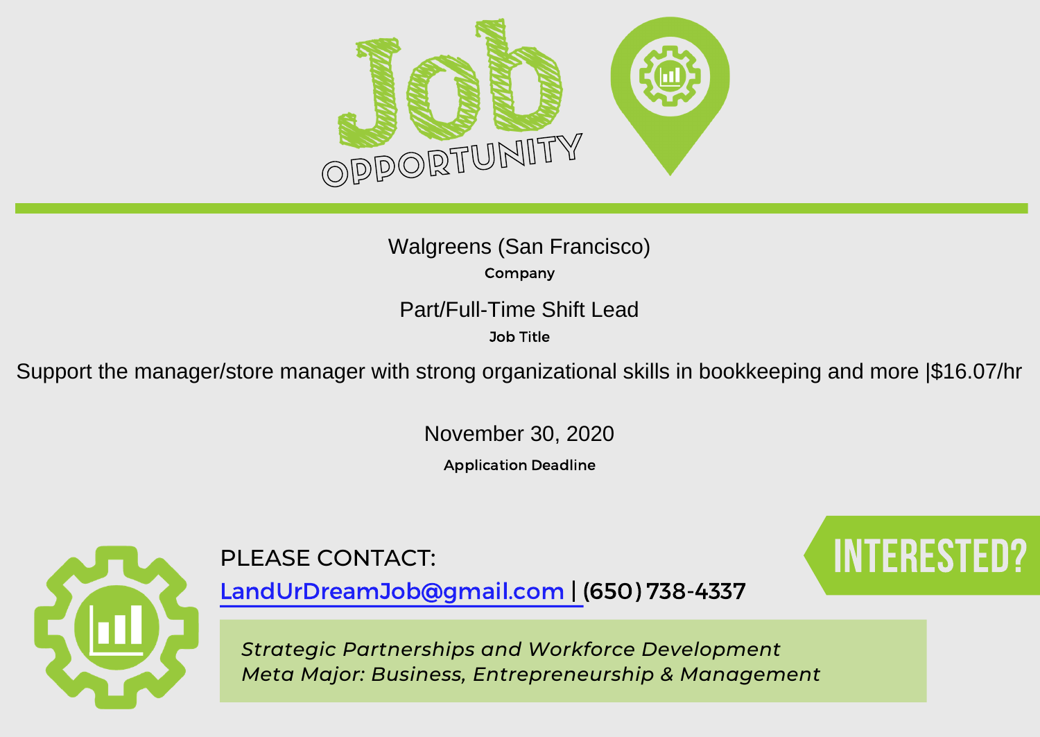# Job OPPORTUNITY

Walgreens (San Francisco)

**Company**

Part/Full-Time Shift Lead

**Job Title**

Support the manager/store manager with strong organizational skills in bookkeeping and more |$16.07/hr

November 30, 2020

**Application Deadline**

PLEASE CONTACT:

LandUrDreamJob@gmail.com | (650) 738-4337

**INTERESTED?**

*Strategic Partnerships and Workforce Development*
*Meta Major: Business, Entrepreneurship & Management*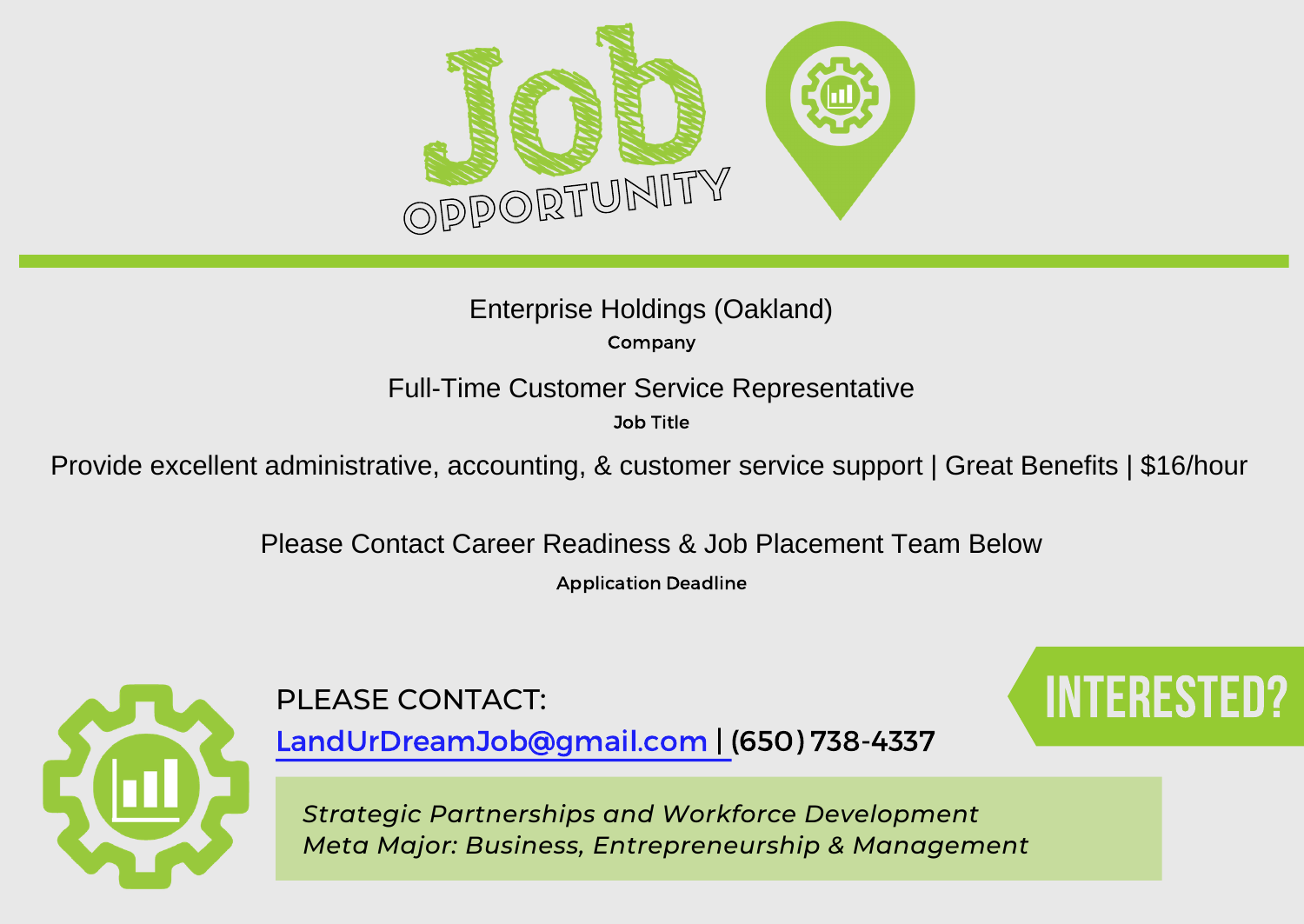# Job OPPORTUNITY

Enterprise Holdings (Oakland)

**Company**

Full-Time Customer Service Representative

**Job Title**

Provide excellent administrative, accounting, & customer service support | Great Benefits | $16/hour

Please Contact Career Readiness & Job Placement Team Below

**Application Deadline**

## INTERESTED?

PLEASE CONTACT:

LandUrDreamJob@gmail.com | (650) 738-4337

*Strategic Partnerships and Workforce Development*
*Meta Major: Business, Entrepreneurship & Management*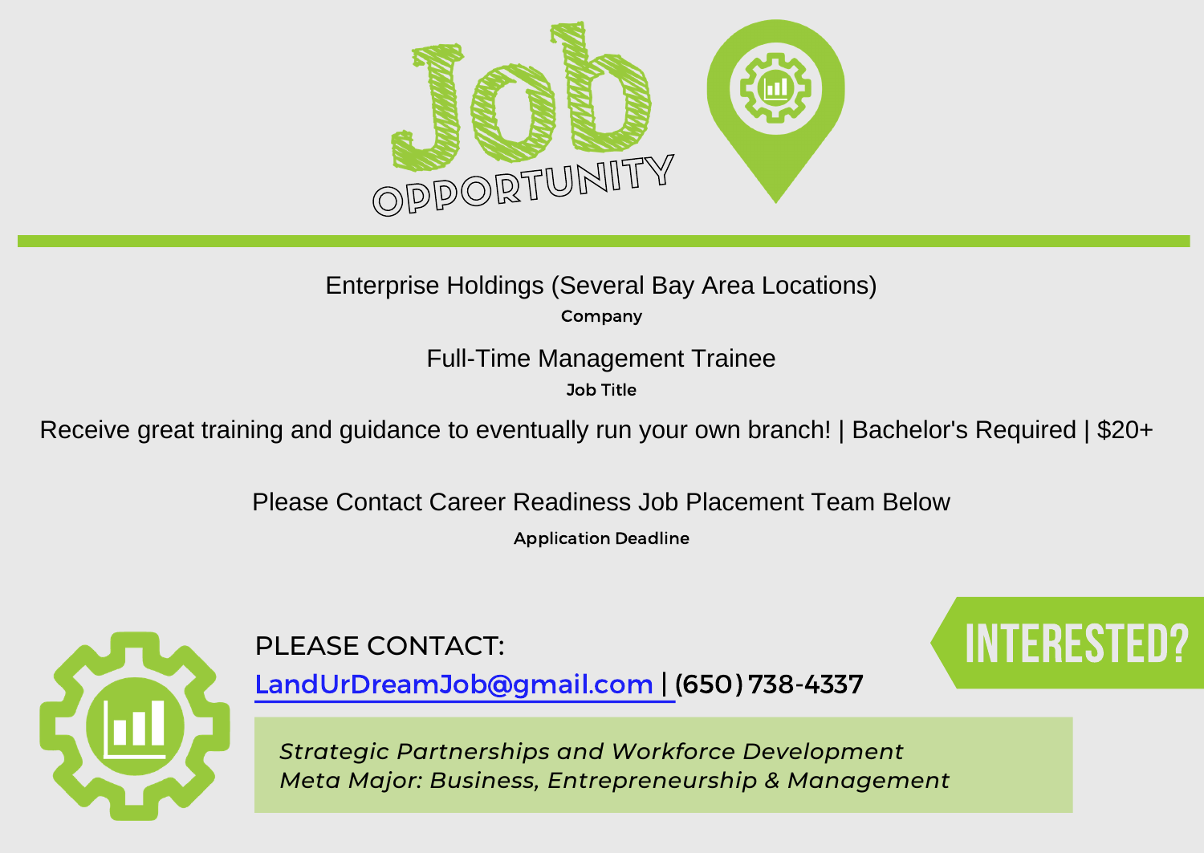# Job OPPORTUNITY

Enterprise Holdings (Several Bay Area Locations)

**Company**

Full-Time Management Trainee

**Job Title**

Receive great training and guidance to eventually run your own branch! | Bachelor's Required | $20+

Please Contact Career Readiness Job Placement Team Below

**Application Deadline**

PLEASE CONTACT:

LandUrDreamJob@gmail.com | (650) 738-4337

**INTERESTED?**

*Strategic Partnerships and Workforce Development*
*Meta Major: Business, Entrepreneurship & Management*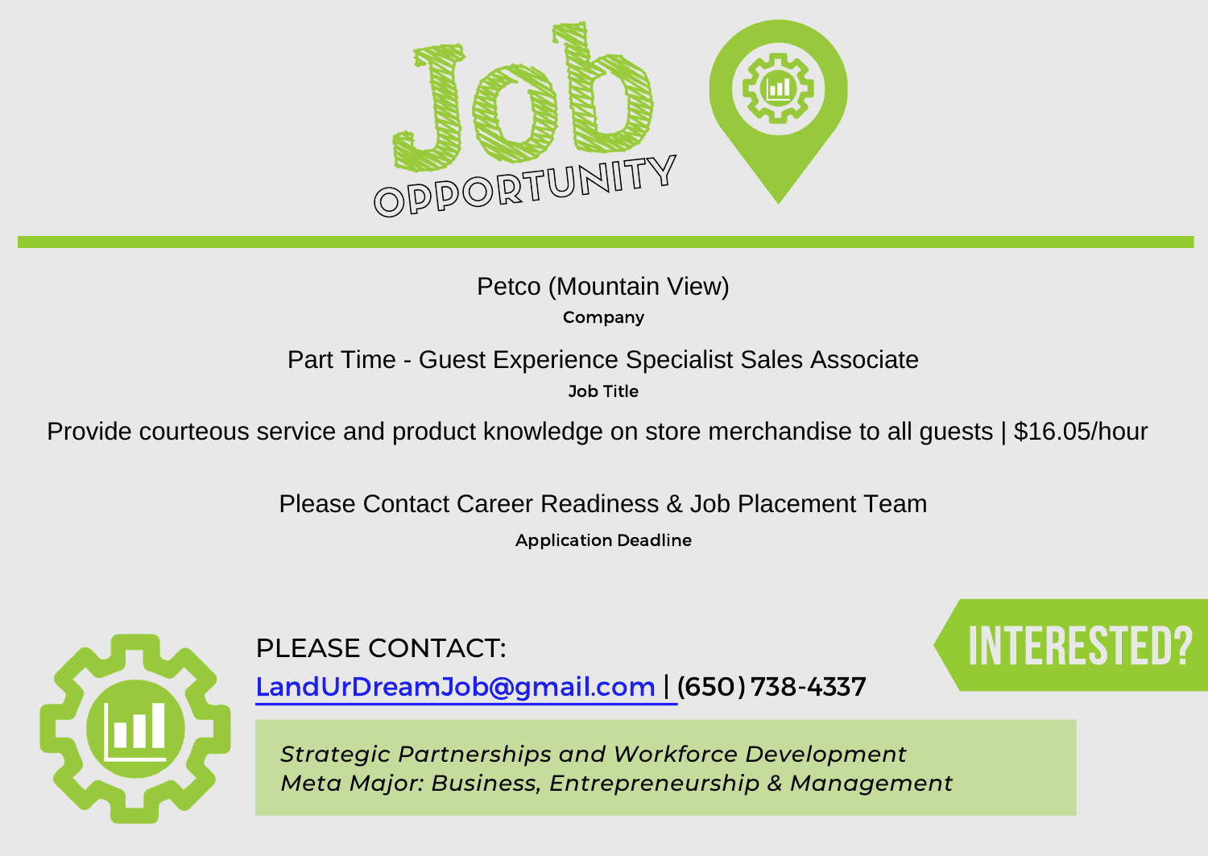# Job Opportunity

Petco (Mountain View)

Company

Part Time - Guest Experience Specialist Sales Associate

Job Title

Provide courteous service and product knowledge on store merchandise to all guests | $16.05/hour

Please Contact Career Readiness & Job Placement Team

Application Deadline

**INTERESTED?**

PLEASE CONTACT:

LandUrDreamJob@gmail.com | (650) 738-4337

*Strategic Partnerships and Workforce Development*
*Meta Major: Business, Entrepreneurship & Management*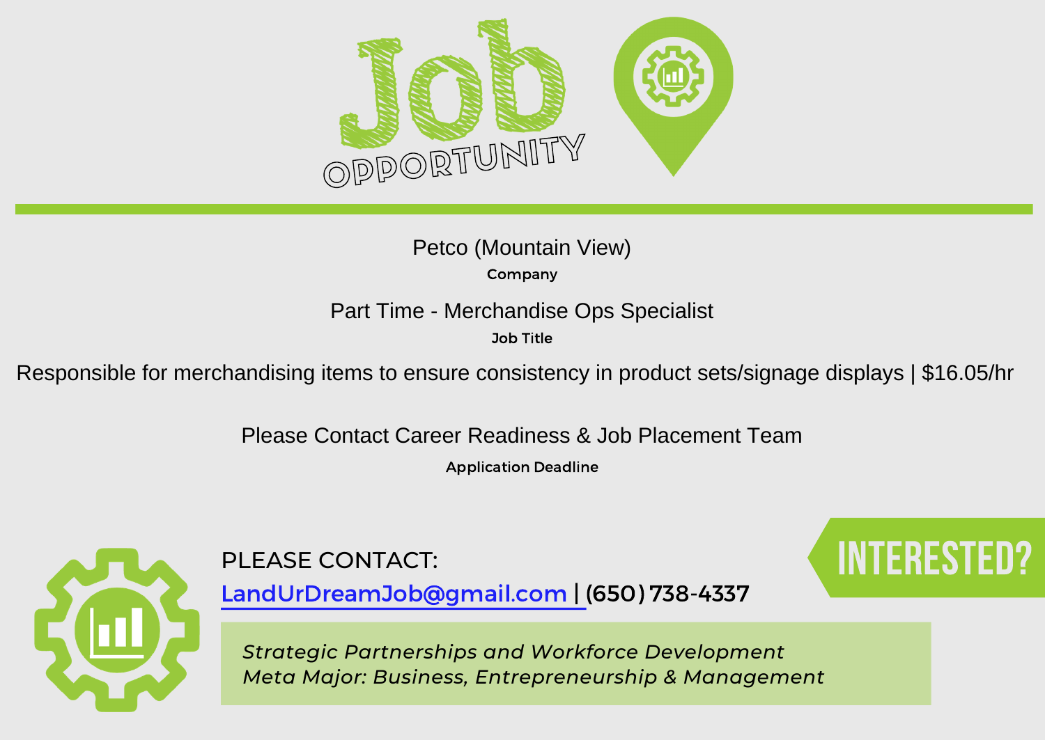# Job Opportunity

Petco (Mountain View)

Company

Part Time - Merchandise Ops Specialist

Job Title

Responsible for merchandising items to ensure consistency in product sets/signage displays | $16.05/hr

Please Contact Career Readiness & Job Placement Team

Application Deadline

INTERESTED?

PLEASE CONTACT:

LandUrDreamJob@gmail.com | (650) 738-4337

*Strategic Partnerships and Workforce Development*
*Meta Major: Business, Entrepreneurship & Management*